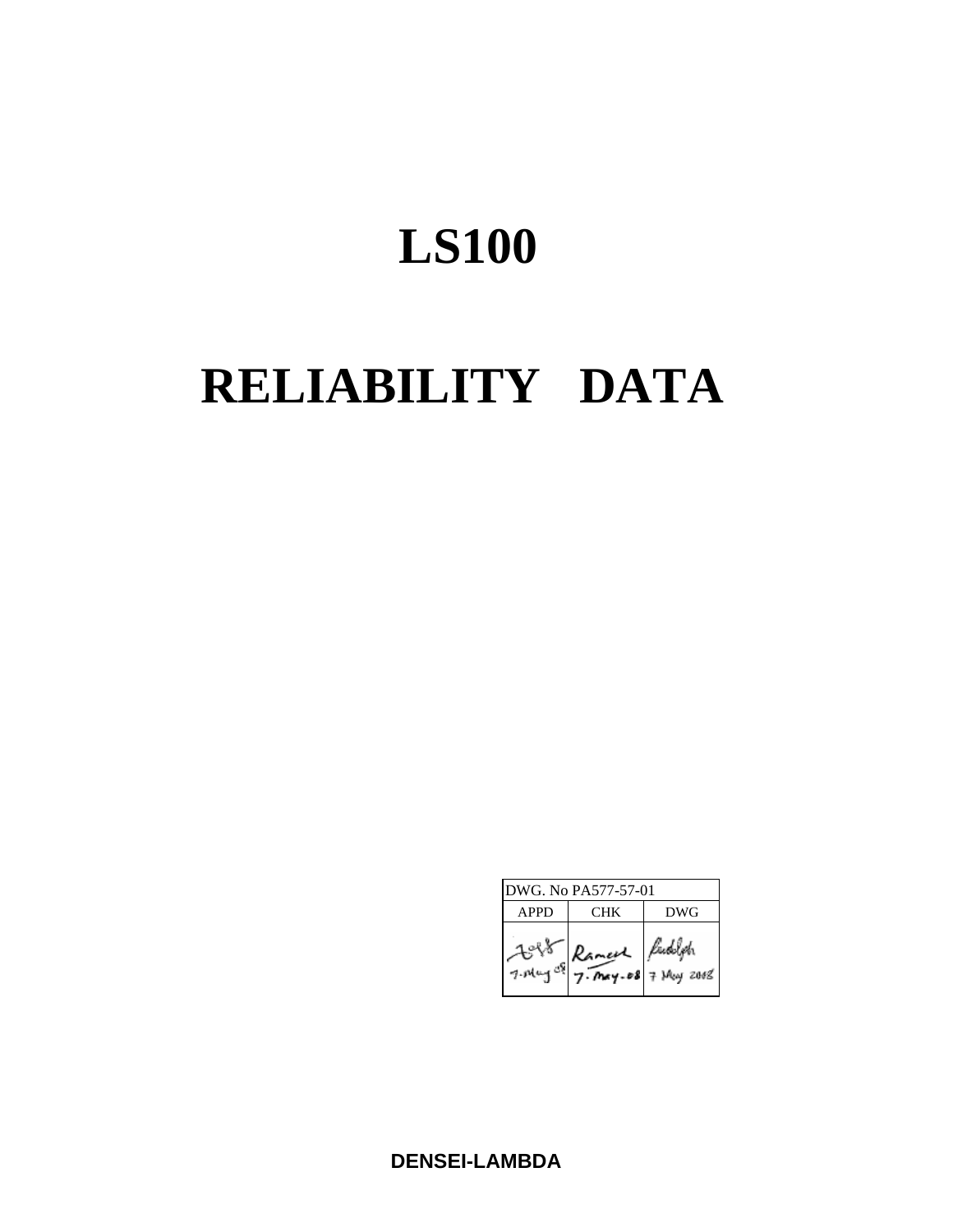# LS100

# RELIABILITY DATA

| DWG. No PA577-57-01 | | |
|---|---|---|
| APPD | CHK | DWG |
| 7-May-08 | Ramesh 7-May-08 | Rudolph 7 May 2008 |

**DENSEI-LAMBDA**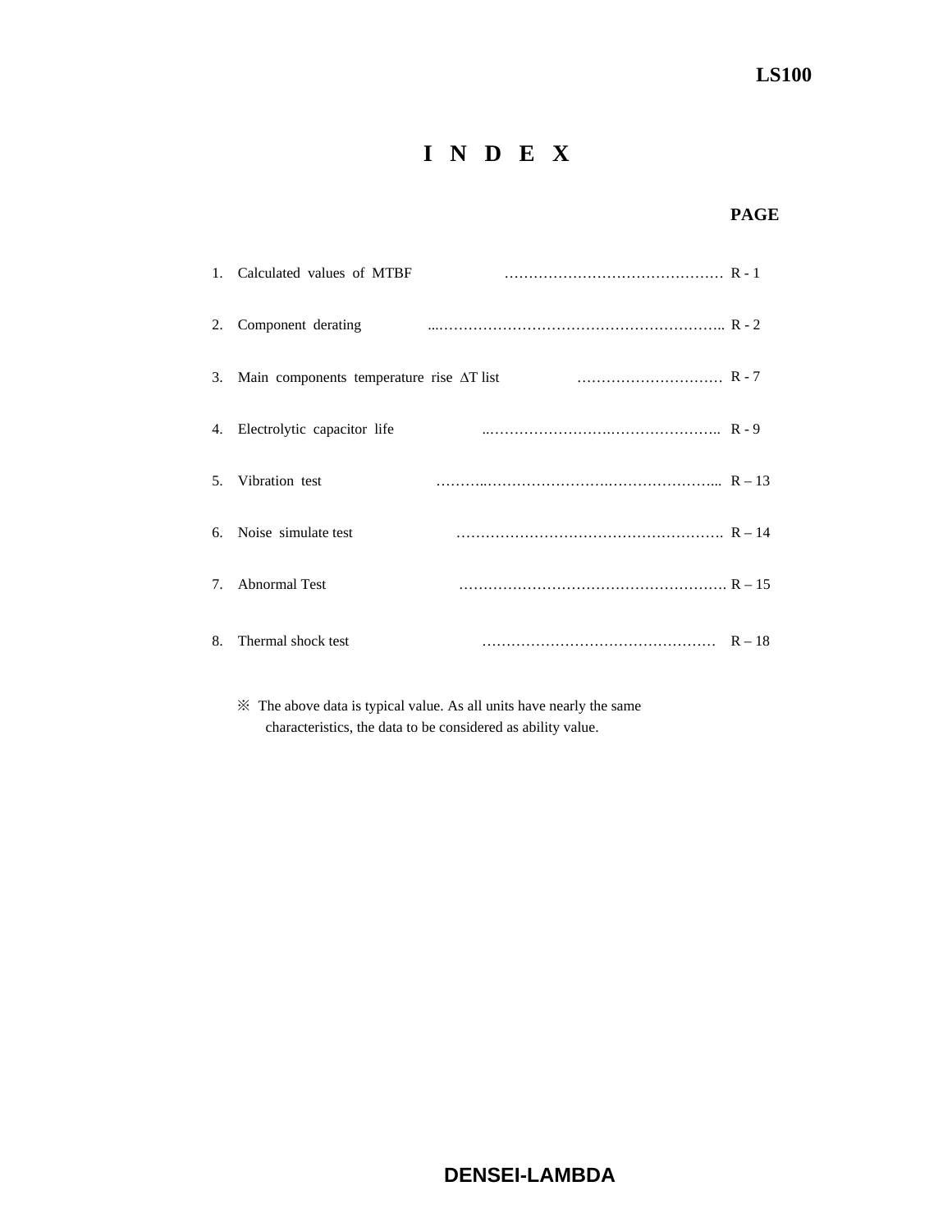# I N D E X

| | | PAGE |
|---|---|---|
| 1. | Calculated values of MTBF | R - 1 |
| 2. | Component derating | R - 2 |
| 3. | Main components temperature rise ΔT list | R - 7 |
| 4. | Electrolytic capacitor life | R - 9 |
| 5. | Vibration test | R – 13 |
| 6. | Noise simulate test | R – 14 |
| 7. | Abnormal Test | R – 15 |
| 8. | Thermal shock test | R – 18 |

※ The above data is typical value. As all units have nearly the same characteristics, the data to be considered as ability value.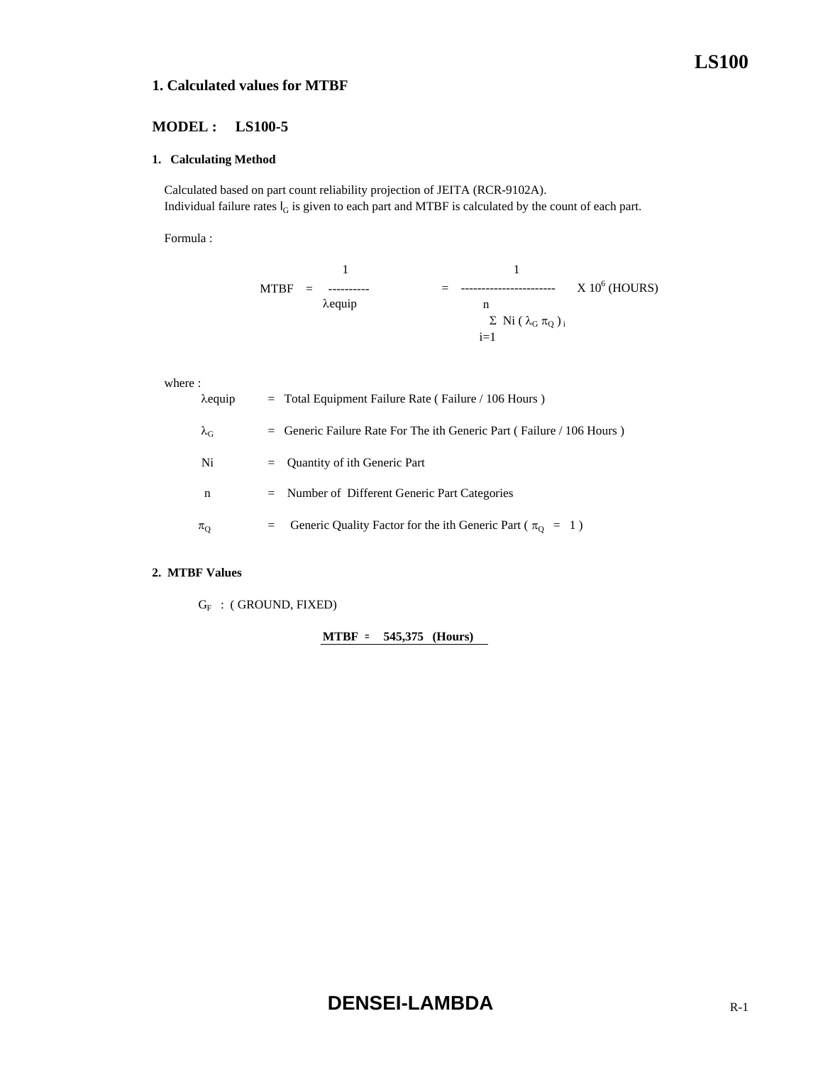# 1. Calculated values for MTBF

## MODEL : LS100-5

### 1. Calculating Method

Calculated based on part count reliability projection of JEITA (RCR-9102A).
Individual failure rates $l_G$ is given to each part and MTBF is calculated by the count of each part.

Formula :

$$MTBF = \frac{1}{\lambda equip} = \frac{1}{\sum_{i=1}^{n} Ni(\lambda_G \pi_Q)_i} \times 10^6 \text{ (HOURS)}$$

where :

$\lambda equip$ = Total Equipment Failure Rate ( Failure / 106 Hours )

$\lambda_G$ = Generic Failure Rate For The ith Generic Part ( Failure / 106 Hours )

Ni = Quantity of ith Generic Part

n = Number of Different Generic Part Categories

$\pi_Q$ = Generic Quality Factor for the ith Generic Part ( $\pi_Q = 1$ )

### 2. MTBF Values

$G_F$ : ( GROUND, FIXED)

**MTBF = 545,375 (Hours)**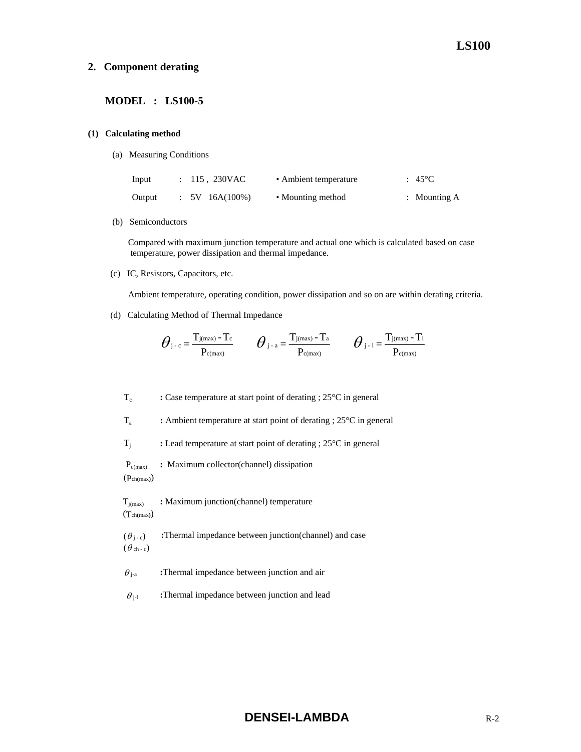## 2. Component derating

### MODEL : LS100-5

**(1) Calculating method**

(a) Measuring Conditions

| | | | |
|---|---|---|---|
| Input | : 115 , 230VAC | • Ambient temperature | : 45°C |
| Output | : 5V 16A(100%) | • Mounting method | : Mounting A |

(b) Semiconductors

Compared with maximum junction temperature and actual one which is calculated based on case temperature, power dissipation and thermal impedance.

(c) IC, Resistors, Capacitors, etc.

Ambient temperature, operating condition, power dissipation and so on are within derating criteria.

(d) Calculating Method of Thermal Impedance

$$\theta_{j-c} = \frac{T_{j(max)} - T_c}{P_{c(max)}} \qquad \theta_{j-a} = \frac{T_{j(max)} - T_a}{P_{c(max)}} \qquad \theta_{j-l} = \frac{T_{j(max)} - T_l}{P_{c(max)}}$$

$T_c$ : Case temperature at start point of derating ; 25°C in general

$T_a$ : Ambient temperature at start point of derating ; 25°C in general

$T_j$ : Lead temperature at start point of derating ; 25°C in general

$P_{c(max)}$ ($P_{ch(max)}$) : Maximum collector(channel) dissipation

$T_{j(max)}$ ($T_{ch(max)}$) : Maximum junction(channel) temperature

($\theta_{j-c}$) ($\theta_{ch-c}$) :Thermal impedance between junction(channel) and case

$\theta_{j-a}$ :Thermal impedance between junction and air

$\theta_{j-l}$ :Thermal impedance between junction and lead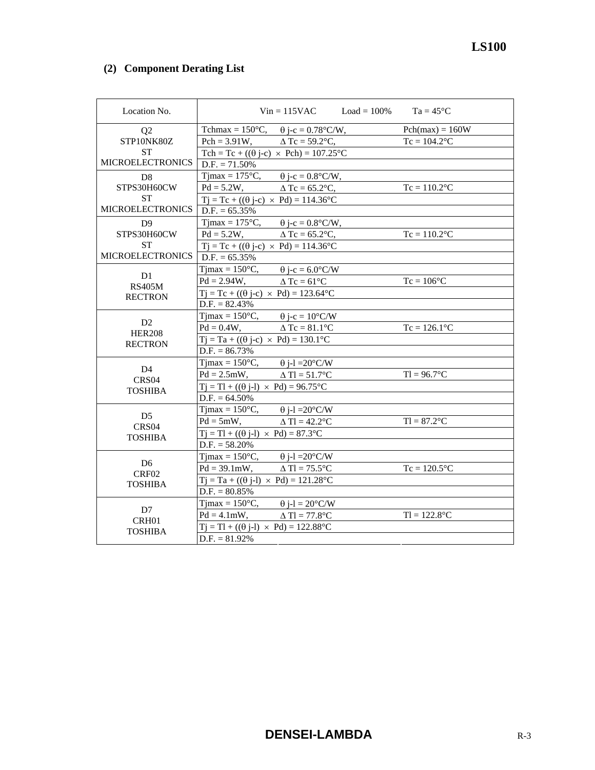## (2) Component Derating List

| Location No. | Vin = 115VAC Load = 100% Ta = 45°C | | |
|---|---|---|---|
| Q2<br>STP10NK80Z<br>ST<br>MICROELECTRONICS | Tchmax = 150°C, | θ j-c = 0.78°C/W, | Pch(max) = 160W |
| | Pch = 3.91W, | Δ Tc = 59.2°C, | Tc = 104.2°C |
| | Tch = Tc + ((θ j-c) × Pch) = 107.25°C | | |
| | D.F. = 71.50% | | |
| D8<br>STPS30H60CW<br>ST<br>MICROELECTRONICS | Tjmax = 175°C, | θ j-c = 0.8°C/W, | |
| | Pd = 5.2W, | Δ Tc = 65.2°C, | Tc = 110.2°C |
| | Tj = Tc + ((θ j-c) × Pd) = 114.36°C | | |
| | D.F. = 65.35% | | |
| D9<br>STPS30H60CW<br>ST<br>MICROELECTRONICS | Tjmax = 175°C, | θ j-c = 0.8°C/W, | |
| | Pd = 5.2W, | Δ Tc = 65.2°C, | Tc = 110.2°C |
| | Tj = Tc + ((θ j-c) × Pd) = 114.36°C | | |
| | D.F. = 65.35% | | |
| D1<br>RS405M<br>RECTRON | Tjmax = 150°C, | θ j-c = 6.0°C/W | |
| | Pd = 2.94W, | Δ Tc = 61°C | Tc = 106°C |
| | Tj = Tc + ((θ j-c) × Pd) = 123.64°C | | |
| | D.F. = 82.43% | | |
| D2<br>HER208<br>RECTRON | Tjmax = 150°C, | θ j-c = 10°C/W | |
| | Pd = 0.4W, | Δ Tc = 81.1°C | Tc = 126.1°C |
| | Tj = Ta + ((θ j-c) × Pd) = 130.1°C | | |
| | D.F. = 86.73% | | |
| D4<br>CRS04<br>TOSHIBA | Tjmax = 150°C, | θ j-l =20°C/W | |
| | Pd = 2.5mW, | Δ Tl = 51.7°C | Tl = 96.7°C |
| | Tj = Tl + ((θ j-l) × Pd) = 96.75°C | | |
| | D.F. = 64.50% | | |
| D5<br>CRS04<br>TOSHIBA | Tjmax = 150°C, | θ j-l =20°C/W | |
| | Pd = 5mW, | Δ Tl = 42.2°C | Tl = 87.2°C |
| | Tj = Tl + ((θ j-l) × Pd) = 87.3°C | | |
| | D.F. = 58.20% | | |
| D6<br>CRF02<br>TOSHIBA | Tjmax = 150°C, | θ j-l =20°C/W | |
| | Pd = 39.1mW, | Δ Tl = 75.5°C | Tc = 120.5°C |
| | Tj = Ta + ((θ j-l) × Pd) = 121.28°C | | |
| | D.F. = 80.85% | | |
| D7<br>CRH01<br>TOSHIBA | Tjmax = 150°C, | θ j-l = 20°C/W | |
| | Pd = 4.1mW, | Δ Tl = 77.8°C | Tl = 122.8°C |
| | Tj = Tl + ((θ j-l) × Pd) = 122.88°C | | |
| | D.F. = 81.92% | | |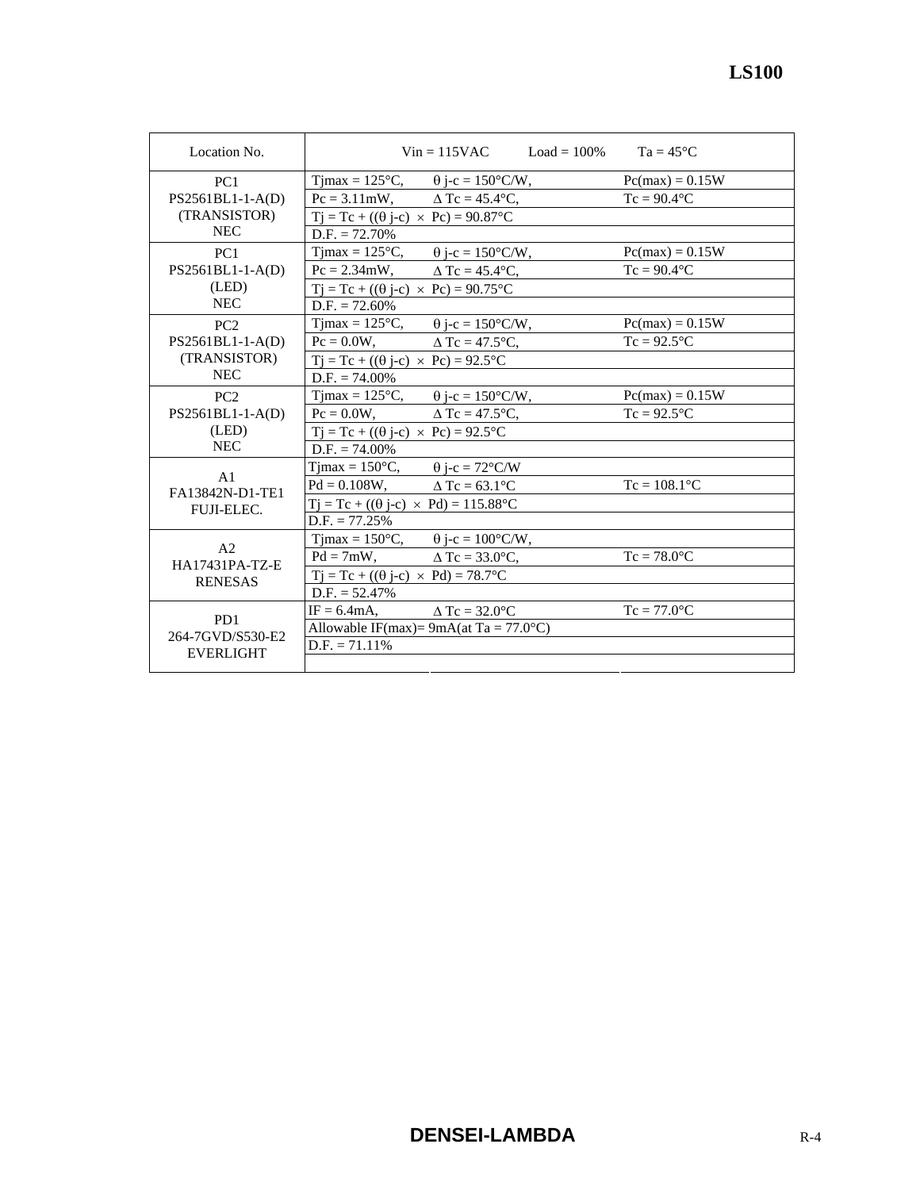| Location No. | Vin = 115VAC    Load = 100%    Ta = 45°C | | |
|---|---|---|---|
| PC1<br>PS2561BL1-1-A(D)<br>(TRANSISTOR)<br>NEC | Tjmax = 125°C, | θ j-c = 150°C/W, | Pc(max) = 0.15W |
| | Pc = 3.11mW, | Δ Tc = 45.4°C, | Tc = 90.4°C |
| | Tj = Tc + ((θ j-c) × Pc) = 90.87°C | | |
| | D.F. = 72.70% | | |
| PC1<br>PS2561BL1-1-A(D)<br>(LED)<br>NEC | Tjmax = 125°C, | θ j-c = 150°C/W, | Pc(max) = 0.15W |
| | Pc = 2.34mW, | Δ Tc = 45.4°C, | Tc = 90.4°C |
| | Tj = Tc + ((θ j-c) × Pc) = 90.75°C | | |
| | D.F. = 72.60% | | |
| PC2<br>PS2561BL1-1-A(D)<br>(TRANSISTOR)<br>NEC | Tjmax = 125°C, | θ j-c = 150°C/W, | Pc(max) = 0.15W |
| | Pc = 0.0W, | Δ Tc = 47.5°C, | Tc = 92.5°C |
| | Tj = Tc + ((θ j-c) × Pc) = 92.5°C | | |
| | D.F. = 74.00% | | |
| PC2<br>PS2561BL1-1-A(D)<br>(LED)<br>NEC | Tjmax = 125°C, | θ j-c = 150°C/W, | Pc(max) = 0.15W |
| | Pc = 0.0W, | Δ Tc = 47.5°C, | Tc = 92.5°C |
| | Tj = Tc + ((θ j-c) × Pc) = 92.5°C | | |
| | D.F. = 74.00% | | |
| A1<br>FA13842N-D1-TE1<br>FUJI-ELEC. | Tjmax = 150°C, | θ j-c = 72°C/W | |
| | Pd = 0.108W, | Δ Tc = 63.1°C | Tc = 108.1°C |
| | Tj = Tc + ((θ j-c) × Pd) = 115.88°C | | |
| | D.F. = 77.25% | | |
| A2<br>HA17431PA-TZ-E<br>RENESAS | Tjmax = 150°C, | θ j-c = 100°C/W, | |
| | Pd = 7mW, | Δ Tc = 33.0°C, | Tc = 78.0°C |
| | Tj = Tc + ((θ j-c) × Pd) = 78.7°C | | |
| | D.F. = 52.47% | | |
| PD1<br>264-7GVD/S530-E2<br>EVERLIGHT | IF = 6.4mA, | Δ Tc = 32.0°C | Tc = 77.0°C |
| | Allowable IF(max)= 9mA(at Ta = 77.0°C) | | |
| | D.F. = 71.11% | | |
| | | | |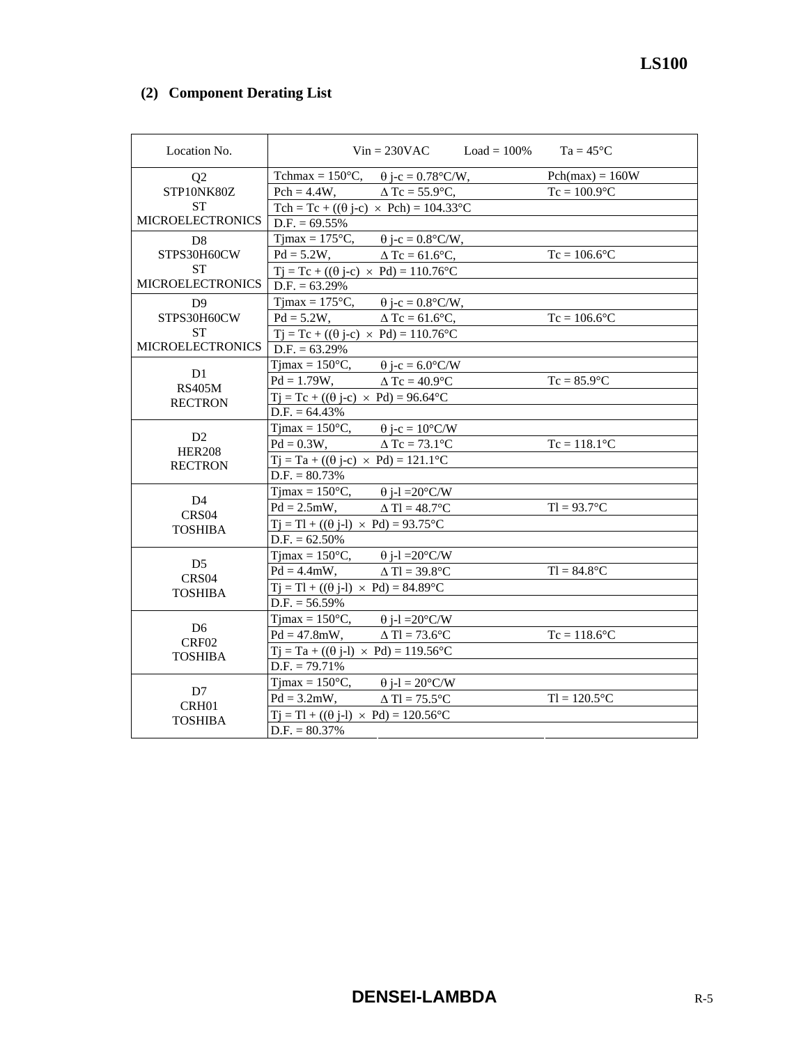## (2) Component Derating List

| Location No. | Vin = 230VAC Load = 100% Ta = 45°C | | |
|---|---|---|---|
| Q2<br>STP10NK80Z<br>ST<br>MICROELECTRONICS | Tchmax = 150°C, | θ j-c = 0.78°C/W, | Pch(max) = 160W |
| | Pch = 4.4W, | Δ Tc = 55.9°C, | Tc = 100.9°C |
| | Tch = Tc + ((θ j-c) × Pch) = 104.33°C | | |
| | D.F. = 69.55% | | |
| D8<br>STPS30H60CW<br>ST<br>MICROELECTRONICS | Tjmax = 175°C, | θ j-c = 0.8°C/W, | |
| | Pd = 5.2W, | Δ Tc = 61.6°C, | Tc = 106.6°C |
| | Tj = Tc + ((θ j-c) × Pd) = 110.76°C | | |
| | D.F. = 63.29% | | |
| D9<br>STPS30H60CW<br>ST<br>MICROELECTRONICS | Tjmax = 175°C, | θ j-c = 0.8°C/W, | |
| | Pd = 5.2W, | Δ Tc = 61.6°C, | Tc = 106.6°C |
| | Tj = Tc + ((θ j-c) × Pd) = 110.76°C | | |
| | D.F. = 63.29% | | |
| D1<br>RS405M<br>RECTRON | Tjmax = 150°C, | θ j-c = 6.0°C/W | |
| | Pd = 1.79W, | Δ Tc = 40.9°C | Tc = 85.9°C |
| | Tj = Tc + ((θ j-c) × Pd) = 96.64°C | | |
| | D.F. = 64.43% | | |
| D2<br>HER208<br>RECTRON | Tjmax = 150°C, | θ j-c = 10°C/W | |
| | Pd = 0.3W, | Δ Tc = 73.1°C | Tc = 118.1°C |
| | Tj = Ta + ((θ j-c) × Pd) = 121.1°C | | |
| | D.F. = 80.73% | | |
| D4<br>CRS04<br>TOSHIBA | Tjmax = 150°C, | θ j-l =20°C/W | |
| | Pd = 2.5mW, | Δ Tl = 48.7°C | Tl = 93.7°C |
| | Tj = Tl + ((θ j-l) × Pd) = 93.75°C | | |
| | D.F. = 62.50% | | |
| D5<br>CRS04<br>TOSHIBA | Tjmax = 150°C, | θ j-l =20°C/W | |
| | Pd = 4.4mW, | Δ Tl = 39.8°C | Tl = 84.8°C |
| | Tj = Tl + ((θ j-l) × Pd) = 84.89°C | | |
| | D.F. = 56.59% | | |
| D6<br>CRF02<br>TOSHIBA | Tjmax = 150°C, | θ j-l =20°C/W | |
| | Pd = 47.8mW, | Δ Tl = 73.6°C | Tc = 118.6°C |
| | Tj = Ta + ((θ j-l) × Pd) = 119.56°C | | |
| | D.F. = 79.71% | | |
| D7<br>CRH01<br>TOSHIBA | Tjmax = 150°C, | θ j-l = 20°C/W | |
| | Pd = 3.2mW, | Δ Tl = 75.5°C | Tl = 120.5°C |
| | Tj = Tl + ((θ j-l) × Pd) = 120.56°C | | |
| | D.F. = 80.37% | | |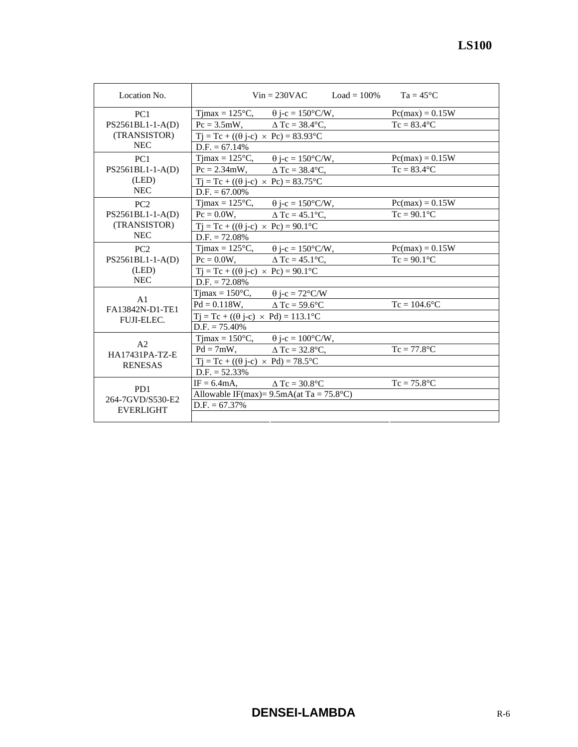| Location No. | Vin = 230VAC | Load = 100% | Ta = 45°C |
|---|---|---|---|
| PC1<br>PS2561BL1-1-A(D)<br>(TRANSISTOR)<br>NEC | Tjmax = 125°C, | θ j-c = 150°C/W, | Pc(max) = 0.15W |
| | Pc = 3.5mW, | Δ Tc = 38.4°C, | Tc = 83.4°C |
| | Tj = Tc + ((θ j-c) × Pc) = 83.93°C | | |
| | D.F. = 67.14% | | |
| PC1<br>PS2561BL1-1-A(D)<br>(LED)<br>NEC | Tjmax = 125°C, | θ j-c = 150°C/W, | Pc(max) = 0.15W |
| | Pc = 2.34mW, | Δ Tc = 38.4°C, | Tc = 83.4°C |
| | Tj = Tc + ((θ j-c) × Pc) = 83.75°C | | |
| | D.F. = 67.00% | | |
| PC2<br>PS2561BL1-1-A(D)<br>(TRANSISTOR)<br>NEC | Tjmax = 125°C, | θ j-c = 150°C/W, | Pc(max) = 0.15W |
| | Pc = 0.0W, | Δ Tc = 45.1°C, | Tc = 90.1°C |
| | Tj = Tc + ((θ j-c) × Pc) = 90.1°C | | |
| | D.F. = 72.08% | | |
| PC2<br>PS2561BL1-1-A(D)<br>(LED)<br>NEC | Tjmax = 125°C, | θ j-c = 150°C/W, | Pc(max) = 0.15W |
| | Pc = 0.0W, | Δ Tc = 45.1°C, | Tc = 90.1°C |
| | Tj = Tc + ((θ j-c) × Pc) = 90.1°C | | |
| | D.F. = 72.08% | | |
| A1<br>FA13842N-D1-TE1<br>FUJI-ELEC. | Tjmax = 150°C, | θ j-c = 72°C/W | |
| | Pd = 0.118W, | Δ Tc = 59.6°C | Tc = 104.6°C |
| | Tj = Tc + ((θ j-c) × Pd) = 113.1°C | | |
| | D.F. = 75.40% | | |
| A2<br>HA17431PA-TZ-E<br>RENESAS | Tjmax = 150°C, | θ j-c = 100°C/W, | |
| | Pd = 7mW, | Δ Tc = 32.8°C, | Tc = 77.8°C |
| | Tj = Tc + ((θ j-c) × Pd) = 78.5°C | | |
| | D.F. = 52.33% | | |
| PD1<br>264-7GVD/S530-E2<br>EVERLIGHT | IF = 6.4mA, | Δ Tc = 30.8°C | Tc = 75.8°C |
| | Allowable IF(max)= 9.5mA(at Ta = 75.8°C) | | |
| | D.F. = 67.37% | | |
| | | | |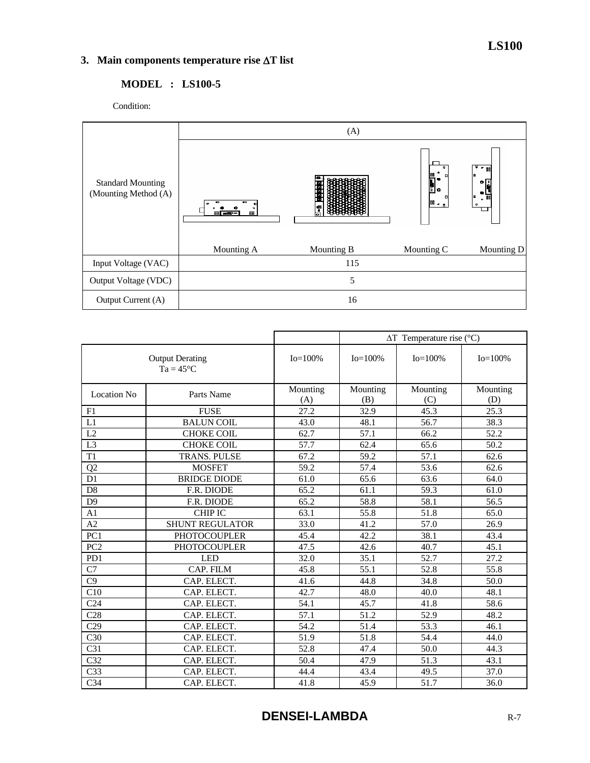## 3. Main components temperature rise ΔT list

### MODEL : LS100-5

Condition:

| | (A) | | | |
|---|---|---|---|---|
| Standard Mounting (Mounting Method (A) | Mounting A | Mounting B | Mounting C | Mounting D |
| Input Voltage (VAC) | 115 | | | |
| Output Voltage (VDC) | 5 | | | |
| Output Current (A) | 16 | | | |

| | | | ΔT Temperature rise (°C) | | |
|---|---|---|---|---|---|
| Output Derating Ta = 45°C | | Io=100% | Io=100% | Io=100% | Io=100% |
| Location No | Parts Name | Mounting (A) | Mounting (B) | Mounting (C) | Mounting (D) |
| F1 | FUSE | 27.2 | 32.9 | 45.3 | 25.3 |
| L1 | BALUN COIL | 43.0 | 48.1 | 56.7 | 38.3 |
| L2 | CHOKE COIL | 62.7 | 57.1 | 66.2 | 52.2 |
| L3 | CHOKE COIL | 57.7 | 62.4 | 65.6 | 50.2 |
| T1 | TRANS. PULSE | 67.2 | 59.2 | 57.1 | 62.6 |
| Q2 | MOSFET | 59.2 | 57.4 | 53.6 | 62.6 |
| D1 | BRIDGE DIODE | 61.0 | 65.6 | 63.6 | 64.0 |
| D8 | F.R. DIODE | 65.2 | 61.1 | 59.3 | 61.0 |
| D9 | F.R. DIODE | 65.2 | 58.8 | 58.1 | 56.5 |
| A1 | CHIP IC | 63.1 | 55.8 | 51.8 | 65.0 |
| A2 | SHUNT REGULATOR | 33.0 | 41.2 | 57.0 | 26.9 |
| PC1 | PHOTOCOUPLER | 45.4 | 42.2 | 38.1 | 43.4 |
| PC2 | PHOTOCOUPLER | 47.5 | 42.6 | 40.7 | 45.1 |
| PD1 | LED | 32.0 | 35.1 | 52.7 | 27.2 |
| C7 | CAP. FILM | 45.8 | 55.1 | 52.8 | 55.8 |
| C9 | CAP. ELECT. | 41.6 | 44.8 | 34.8 | 50.0 |
| C10 | CAP. ELECT. | 42.7 | 48.0 | 40.0 | 48.1 |
| C24 | CAP. ELECT. | 54.1 | 45.7 | 41.8 | 58.6 |
| C28 | CAP. ELECT. | 57.1 | 51.2 | 52.9 | 48.2 |
| C29 | CAP. ELECT. | 54.2 | 51.4 | 53.3 | 46.1 |
| C30 | CAP. ELECT. | 51.9 | 51.8 | 54.4 | 44.0 |
| C31 | CAP. ELECT. | 52.8 | 47.4 | 50.0 | 44.3 |
| C32 | CAP. ELECT. | 50.4 | 47.9 | 51.3 | 43.1 |
| C33 | CAP. ELECT. | 44.4 | 43.4 | 49.5 | 37.0 |
| C34 | CAP. ELECT. | 41.8 | 45.9 | 51.7 | 36.0 |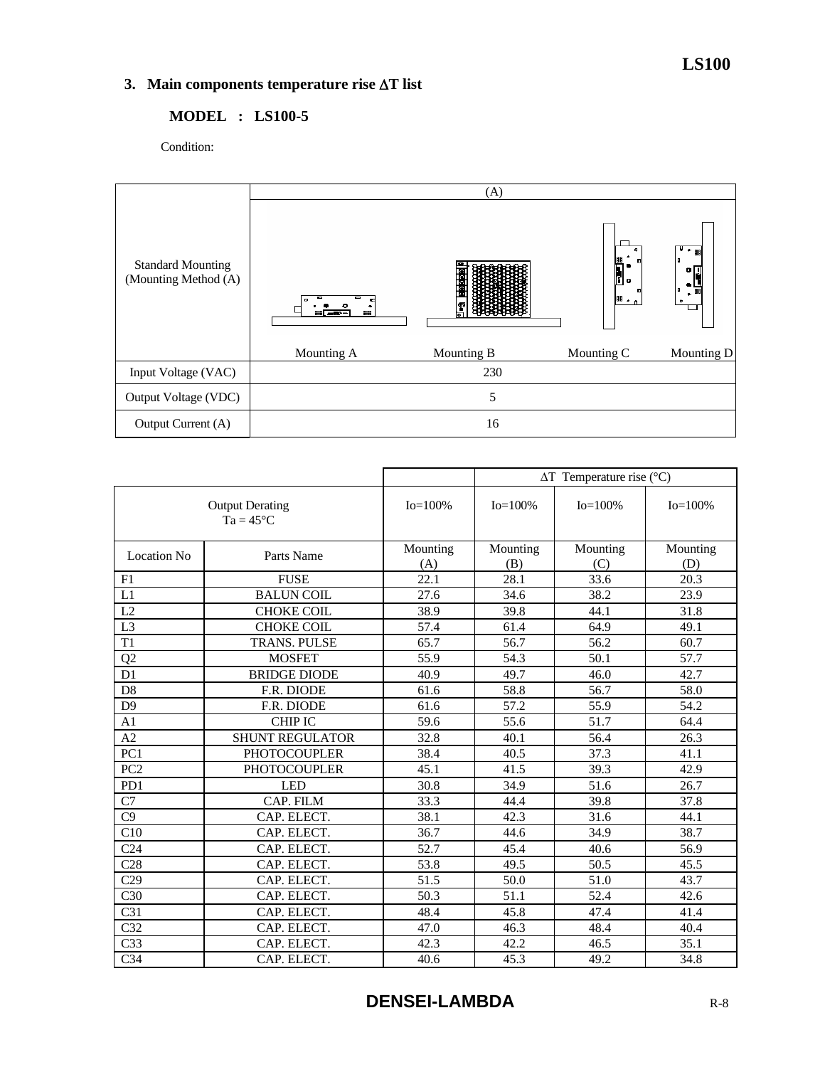## 3. Main components temperature rise ΔT list

### MODEL : LS100-5

Condition:

| | (A) | | | |
|---|---|---|---|---|
| Standard Mounting (Mounting Method (A) | Mounting A | Mounting B | Mounting C | Mounting D |
| Input Voltage (VAC) | 230 | | | |
| Output Voltage (VDC) | 5 | | | |
| Output Current (A) | 16 | | | |

| | | | ΔT Temperature rise (°C) | | |
|---|---|---|---|---|---|
| Output Derating Ta = 45°C | | Io=100% | Io=100% | Io=100% | Io=100% |
| Location No | Parts Name | Mounting (A) | Mounting (B) | Mounting (C) | Mounting (D) |
| F1 | FUSE | 22.1 | 28.1 | 33.6 | 20.3 |
| L1 | BALUN COIL | 27.6 | 34.6 | 38.2 | 23.9 |
| L2 | CHOKE COIL | 38.9 | 39.8 | 44.1 | 31.8 |
| L3 | CHOKE COIL | 57.4 | 61.4 | 64.9 | 49.1 |
| T1 | TRANS. PULSE | 65.7 | 56.7 | 56.2 | 60.7 |
| Q2 | MOSFET | 55.9 | 54.3 | 50.1 | 57.7 |
| D1 | BRIDGE DIODE | 40.9 | 49.7 | 46.0 | 42.7 |
| D8 | F.R. DIODE | 61.6 | 58.8 | 56.7 | 58.0 |
| D9 | F.R. DIODE | 61.6 | 57.2 | 55.9 | 54.2 |
| A1 | CHIP IC | 59.6 | 55.6 | 51.7 | 64.4 |
| A2 | SHUNT REGULATOR | 32.8 | 40.1 | 56.4 | 26.3 |
| PC1 | PHOTOCOUPLER | 38.4 | 40.5 | 37.3 | 41.1 |
| PC2 | PHOTOCOUPLER | 45.1 | 41.5 | 39.3 | 42.9 |
| PD1 | LED | 30.8 | 34.9 | 51.6 | 26.7 |
| C7 | CAP. FILM | 33.3 | 44.4 | 39.8 | 37.8 |
| C9 | CAP. ELECT. | 38.1 | 42.3 | 31.6 | 44.1 |
| C10 | CAP. ELECT. | 36.7 | 44.6 | 34.9 | 38.7 |
| C24 | CAP. ELECT. | 52.7 | 45.4 | 40.6 | 56.9 |
| C28 | CAP. ELECT. | 53.8 | 49.5 | 50.5 | 45.5 |
| C29 | CAP. ELECT. | 51.5 | 50.0 | 51.0 | 43.7 |
| C30 | CAP. ELECT. | 50.3 | 51.1 | 52.4 | 42.6 |
| C31 | CAP. ELECT. | 48.4 | 45.8 | 47.4 | 41.4 |
| C32 | CAP. ELECT. | 47.0 | 46.3 | 48.4 | 40.4 |
| C33 | CAP. ELECT. | 42.3 | 42.2 | 46.5 | 35.1 |
| C34 | CAP. ELECT. | 40.6 | 45.3 | 49.2 | 34.8 |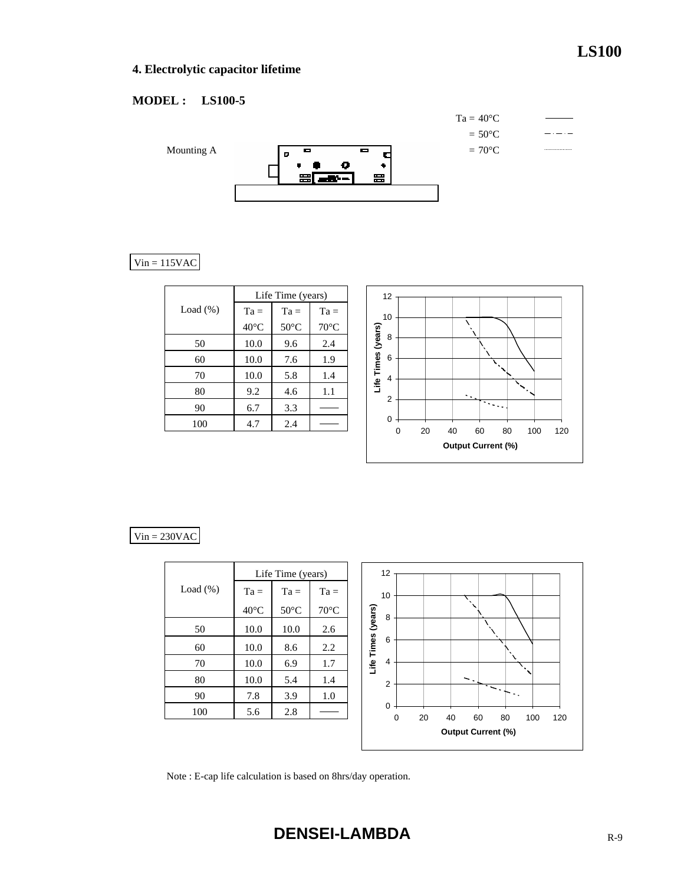## 4. Electrolytic capacitor lifetime

**MODEL : LS100-5**

Ta = 40°C ——
= 50°C — · — · —
= 70°C ············

Mounting A

Vin = 115VAC

| Load (%) | Life Time (years) | | |
|---|---|---|---|
| | Ta = 40°C | Ta = 50°C | Ta = 70°C |
| 50 | 10.0 | 9.6 | 2.4 |
| 60 | 10.0 | 7.6 | 1.9 |
| 70 | 10.0 | 5.8 | 1.4 |
| 80 | 9.2 | 4.6 | 1.1 |
| 90 | 6.7 | 3.3 | —— |
| 100 | 4.7 | 2.4 | —— |

Vin = 230VAC

| Load (%) | Life Time (years) | | |
|---|---|---|---|
| | Ta = 40°C | Ta = 50°C | Ta = 70°C |
| 50 | 10.0 | 10.0 | 2.6 |
| 60 | 10.0 | 8.6 | 2.2 |
| 70 | 10.0 | 6.9 | 1.7 |
| 80 | 10.0 | 5.4 | 1.4 |
| 90 | 7.8 | 3.9 | 1.0 |
| 100 | 5.6 | 2.8 | —— |

Note : E-cap life calculation is based on 8hrs/day operation.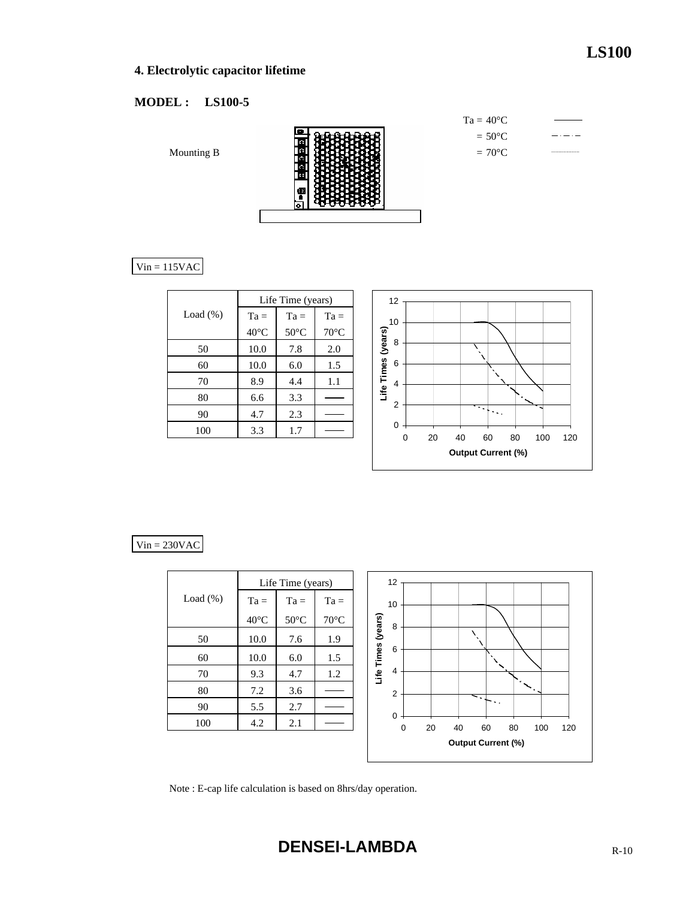## 4. Electrolytic capacitor lifetime

**MODEL : LS100-5**

Mounting B

Ta = 40°C
= 50°C
= 70°C

Vin = 115VAC

| Load (%) | Life Time (years) | | |
|---|---|---|---|
| | Ta = 40°C | Ta = 50°C | Ta = 70°C |
| 50 | 10.0 | 7.8 | 2.0 |
| 60 | 10.0 | 6.0 | 1.5 |
| 70 | 8.9 | 4.4 | 1.1 |
| 80 | 6.6 | 3.3 | —— |
| 90 | 4.7 | 2.3 | —— |
| 100 | 3.3 | 1.7 | —— |

Vin = 230VAC

| Load (%) | Life Time (years) | | |
|---|---|---|---|
| | Ta = 40°C | Ta = 50°C | Ta = 70°C |
| 50 | 10.0 | 7.6 | 1.9 |
| 60 | 10.0 | 6.0 | 1.5 |
| 70 | 9.3 | 4.7 | 1.2 |
| 80 | 7.2 | 3.6 | —— |
| 90 | 5.5 | 2.7 | —— |
| 100 | 4.2 | 2.1 | —— |

Note : E-cap life calculation is based on 8hrs/day operation.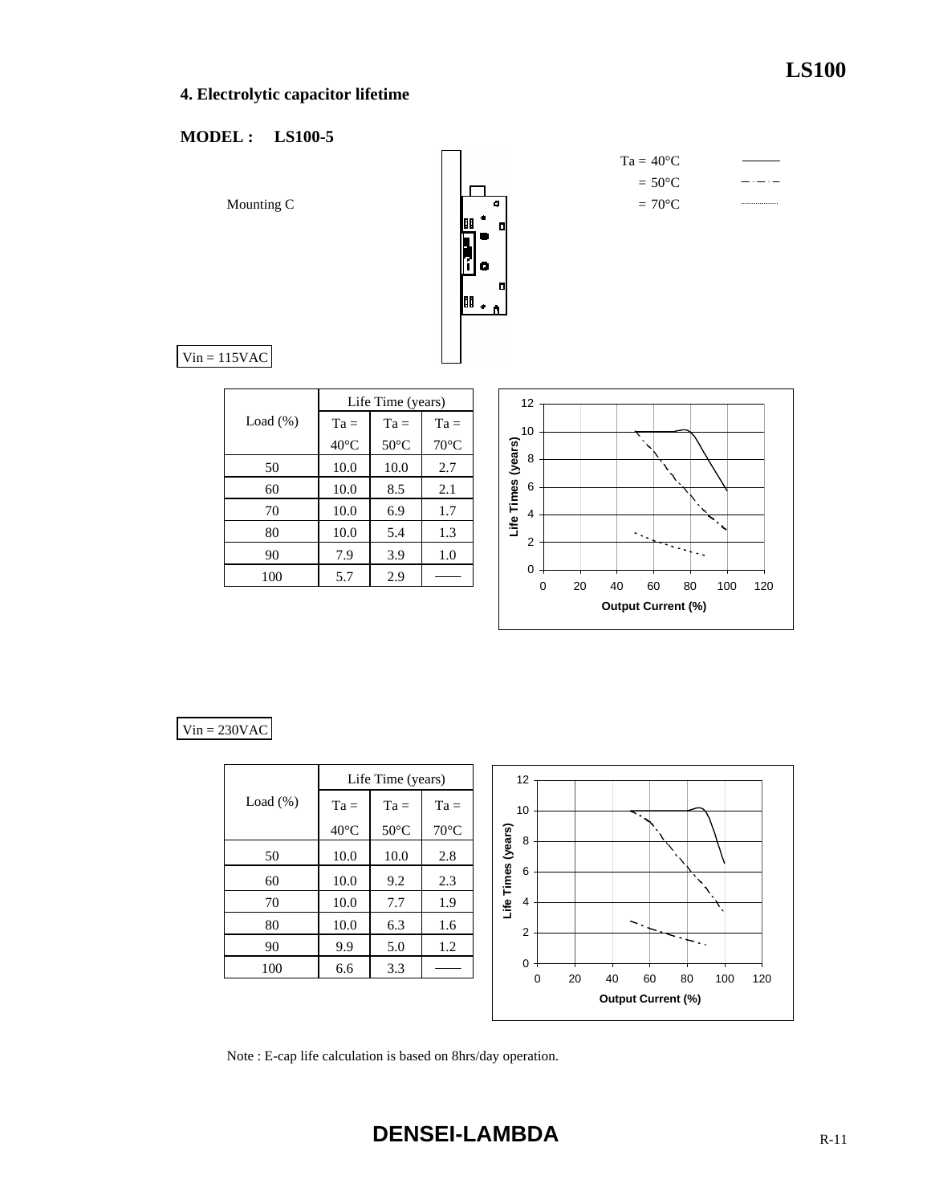## 4. Electrolytic capacitor lifetime

**MODEL : LS100-5**

Mounting C

Ta = 40°C ——
= 50°C — · — · —
= 70°C ··········

Vin = 115VAC

| Load (%) | Life Time (years) | | |
|---|---|---|---|
| | Ta = 40°C | Ta = 50°C | Ta = 70°C |
| 50 | 10.0 | 10.0 | 2.7 |
| 60 | 10.0 | 8.5 | 2.1 |
| 70 | 10.0 | 6.9 | 1.7 |
| 80 | 10.0 | 5.4 | 1.3 |
| 90 | 7.9 | 3.9 | 1.0 |
| 100 | 5.7 | 2.9 | —— |

Vin = 230VAC

| Load (%) | Life Time (years) | | |
|---|---|---|---|
| | Ta = 40°C | Ta = 50°C | Ta = 70°C |
| 50 | 10.0 | 10.0 | 2.8 |
| 60 | 10.0 | 9.2 | 2.3 |
| 70 | 10.0 | 7.7 | 1.9 |
| 80 | 10.0 | 6.3 | 1.6 |
| 90 | 9.9 | 5.0 | 1.2 |
| 100 | 6.6 | 3.3 | —— |

Note : E-cap life calculation is based on 8hrs/day operation.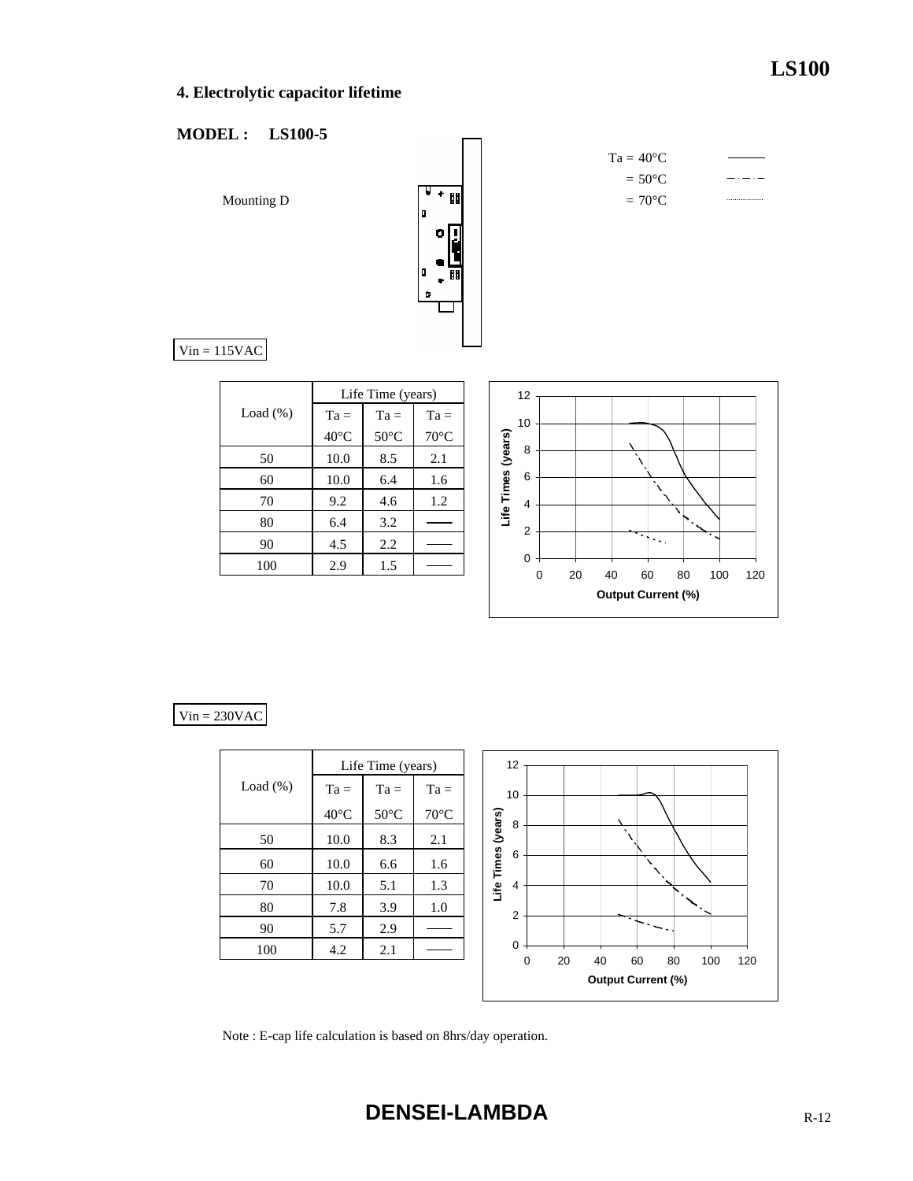## 4. Electrolytic capacitor lifetime

**MODEL : LS100-5**

Mounting D

Ta = 40°C
= 50°C
= 70°C

Vin = 115VAC

| Load (%) | Life Time (years) | | |
|---|---|---|---|
| | Ta = 40°C | Ta = 50°C | Ta = 70°C |
| 50 | 10.0 | 8.5 | 2.1 |
| 60 | 10.0 | 6.4 | 1.6 |
| 70 | 9.2 | 4.6 | 1.2 |
| 80 | 6.4 | 3.2 | —— |
| 90 | 4.5 | 2.2 | —— |
| 100 | 2.9 | 1.5 | —— |

Vin = 230VAC

| Load (%) | Life Time (years) | | |
|---|---|---|---|
| | Ta = 40°C | Ta = 50°C | Ta = 70°C |
| 50 | 10.0 | 8.3 | 2.1 |
| 60 | 10.0 | 6.6 | 1.6 |
| 70 | 10.0 | 5.1 | 1.3 |
| 80 | 7.8 | 3.9 | 1.0 |
| 90 | 5.7 | 2.9 | —— |
| 100 | 4.2 | 2.1 | —— |

Note : E-cap life calculation is based on 8hrs/day operation.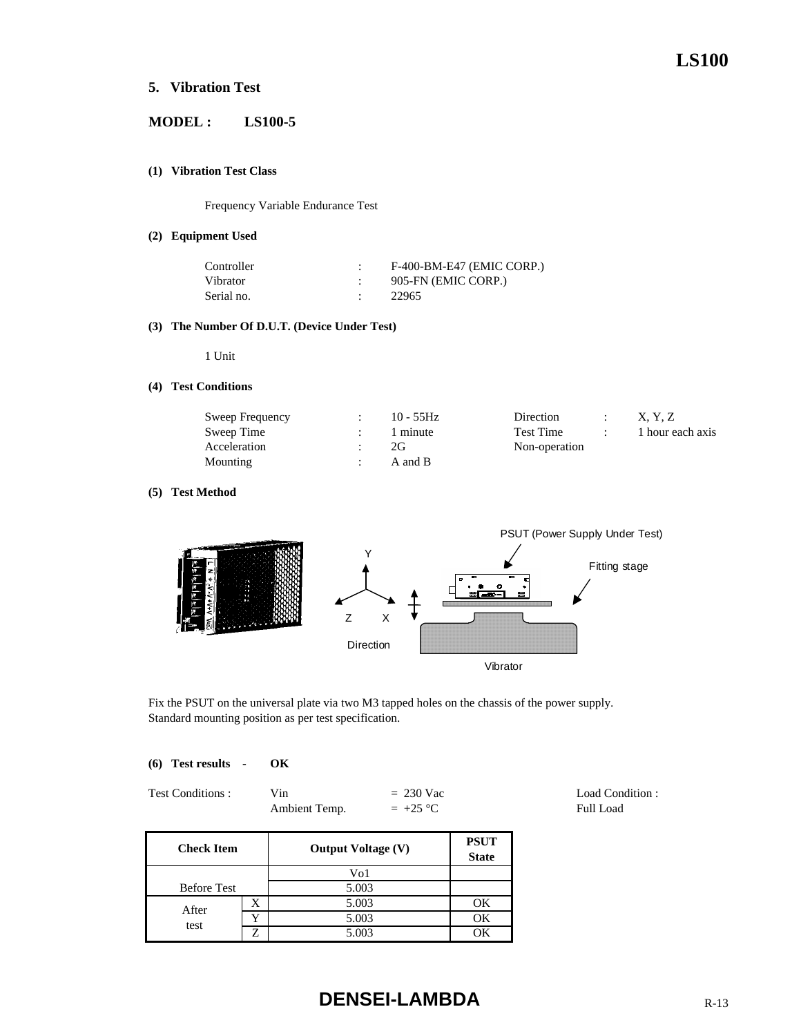## 5. Vibration Test

**MODEL : LS100-5**

**(1) Vibration Test Class**

Frequency Variable Endurance Test

**(2) Equipment Used**

| | | |
|---|---|---|
| Controller | : | F-400-BM-E47 (EMIC CORP.) |
| Vibrator | : | 905-FN (EMIC CORP.) |
| Serial no. | : | 22965 |

**(3) The Number Of D.U.T. (Device Under Test)**

1 Unit

**(4) Test Conditions**

| | | | | | |
|---|---|---|---|---|---|
| Sweep Frequency | : | 10 - 55Hz | Direction | : | X, Y, Z |
| Sweep Time | : | 1 minute | Test Time | : | 1 hour each axis |
| Acceleration | : | 2G | Non-operation | | |
| Mounting | : | A and B | | | |

**(5) Test Method**

PSUT (Power Supply Under Test)

Fitting stage

Y, Z, X

Direction

Vibrator

Fix the PSUT on the universal plate via two M3 tapped holes on the chassis of the power supply.
Standard mounting position as per test specification.

**(6) Test results - OK**

Test Conditions : Vin = 230 Vac
Ambient Temp. = +25 °C

Load Condition :
Full Load

| Check Item | | Output Voltage (V) | PSUT State |
|---|---|---|---|
| | | Vo1 | |
| Before Test | | 5.003 | |
| After test | X | 5.003 | OK |
| | Y | 5.003 | OK |
| | Z | 5.003 | OK |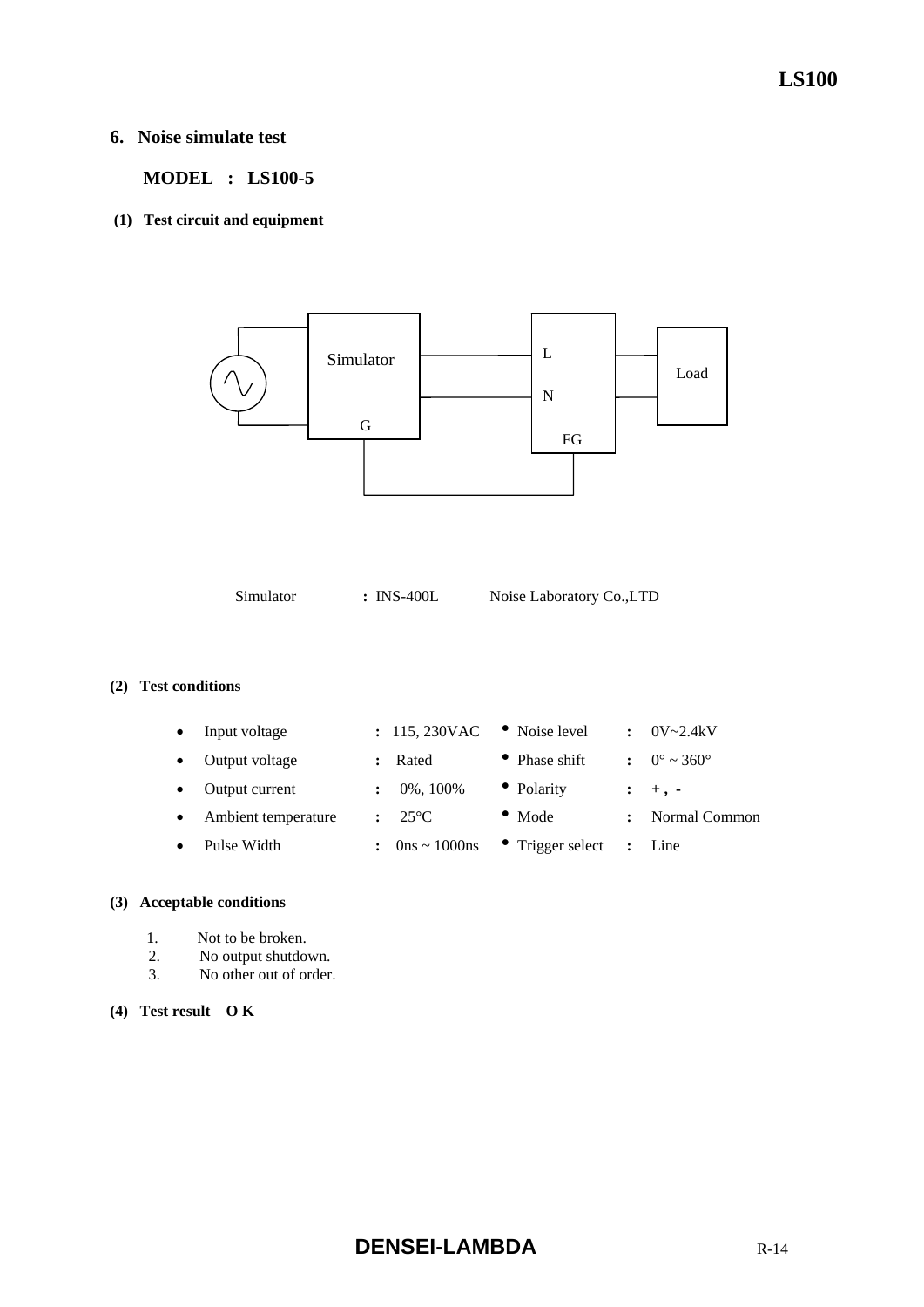## 6. Noise simulate test

**MODEL : LS100-5**

**(1) Test circuit and equipment**

Simulator G L N FG Load

Simulator **:** INS-400L Noise Laboratory Co.,LTD

**(2) Test conditions**

- Input voltage **:** 115, 230VAC
- Output voltage **:** Rated
- Output current **:** 0%, 100%
- Ambient temperature **:** 25°C
- Pulse Width **:** 0ns ~ 1000ns
- Noise level **:** 0V~2.4kV
- Phase shift **:** 0° ~ 360°
- Polarity **:** + , -
- Mode **:** Normal Common
- Trigger select **:** Line

**(3) Acceptable conditions**

1. Not to be broken.
2. No output shutdown.
3. No other out of order.

**(4) Test result O K**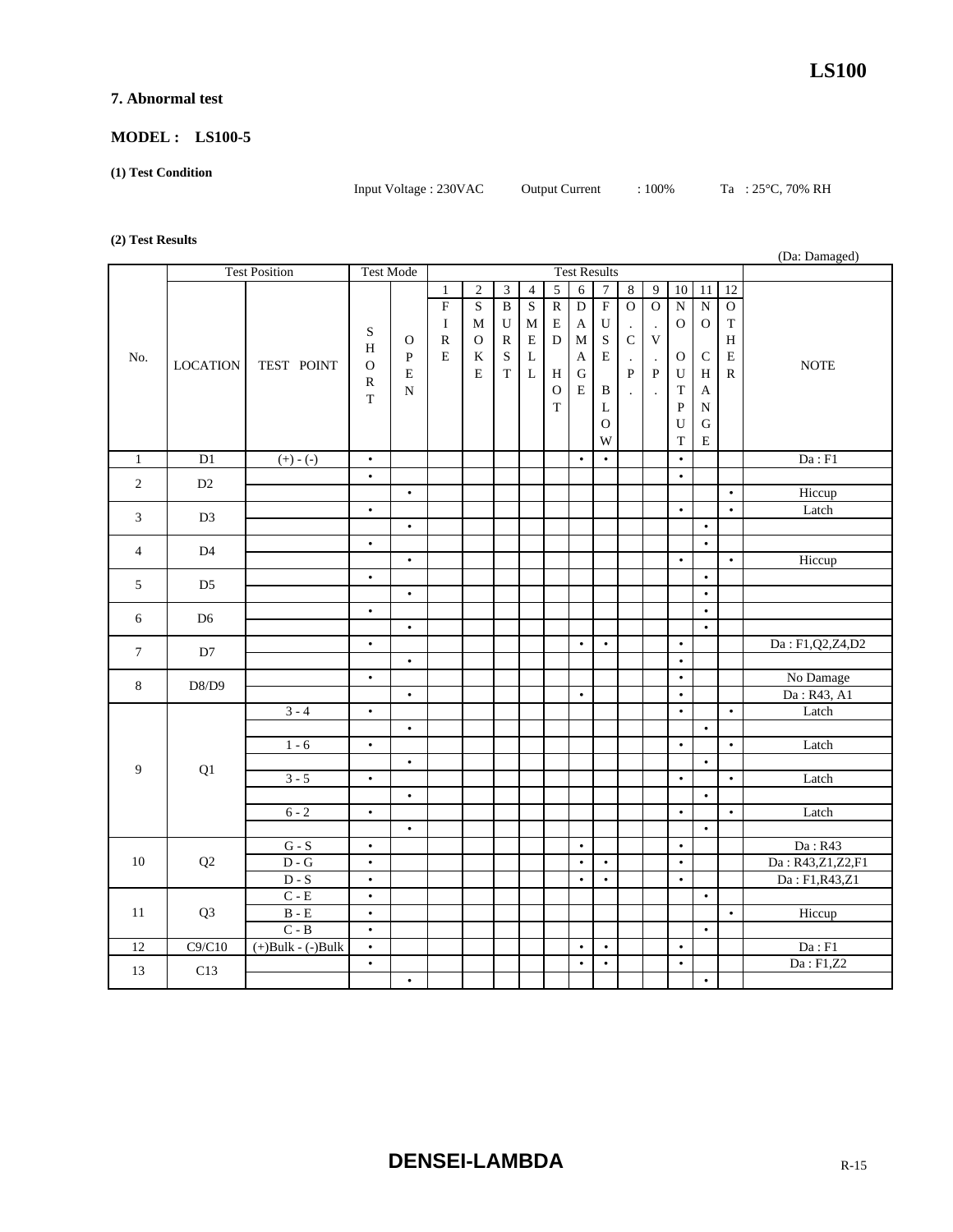## 7. Abnormal test

**MODEL : LS100-5**

**(1) Test Condition**

Input Voltage : 230VAC　　Output Current　: 100%　　Ta : 25°C, 70% RH

**(2) Test Results**

(Da: Damaged)

| No. | Test Position | | Test Mode | | Test Results | | | | | | | | | | | | NOTE |
|---|---|---|---|---|---|---|---|---|---|---|---|---|---|---|---|---|---|
| | LOCATION | TEST POINT | SHORT | OPEN | 1 FIRE | 2 SMOKE | 3 BURST | 4 SMELL | 5 RED HOT | 6 DAMAGE | 7 FUSE BLOW | 8 O.C.P. | 9 O.V.P. | 10 NO OUTPUT | 11 NO CHANGE | 12 OTHER | |
| 1 | D1 | (+) - (-) | • | | | | | | | • | • | | | • | | | Da : F1 |
| 2 | D2 | | • | | | | | | | | | | | • | | | |
| | | | | • | | | | | | | | | | | | • | Hiccup |
| 3 | D3 | | • | | | | | | | | | | | • | | • | Latch |
| | | | | • | | | | | | | | | | | • | | |
| 4 | D4 | | • | | | | | | | | | | | | • | | |
| | | | | • | | | | | | | | | | • | | • | Hiccup |
| 5 | D5 | | • | | | | | | | | | | | | • | | |
| | | | | • | | | | | | | | | | | • | | |
| 6 | D6 | | • | | | | | | | | | | | | • | | |
| | | | | • | | | | | | | | | | | • | | |
| 7 | D7 | | • | | | | | | | • | • | | | • | | | Da : F1,Q2,Z4,D2 |
| | | | | • | | | | | | | | | | • | | | |
| 8 | D8/D9 | | • | | | | | | | | | | | • | | | No Damage |
| | | | | • | | | | | | • | | | | • | | | Da : R43, A1 |
| 9 | Q1 | 3 - 4 | • | | | | | | | | | | | • | | • | Latch |
| | | | | • | | | | | | | | | | | • | | |
| | | 1 - 6 | • | | | | | | | | | | | • | | • | Latch |
| | | | | • | | | | | | | | | | | • | | |
| | | 3 - 5 | • | | | | | | | | | | | • | | • | Latch |
| | | | | • | | | | | | | | | | | • | | |
| | | 6 - 2 | • | | | | | | | | | | | • | | • | Latch |
| | | | | • | | | | | | | | | | | • | | |
| 10 | Q2 | G - S | • | | | | | | | • | | | | • | | | Da : R43 |
| | | D - G | • | | | | | | | • | • | | | • | | | Da : R43,Z1,Z2,F1 |
| | | D - S | • | | | | | | | • | • | | | • | | | Da : F1,R43,Z1 |
| 11 | Q3 | C - E | • | | | | | | | | | | | | • | | |
| | | B - E | • | | | | | | | | | | | | | • | Hiccup |
| | | C - B | • | | | | | | | | | | | | • | | |
| 12 | C9/C10 | (+)Bulk - (-)Bulk | • | | | | | | | • | • | | | • | | | Da : F1 |
| 13 | C13 | | • | | | | | | | • | • | | | • | | | Da : F1,Z2 |
| | | | | • | | | | | | | | | | | • | | |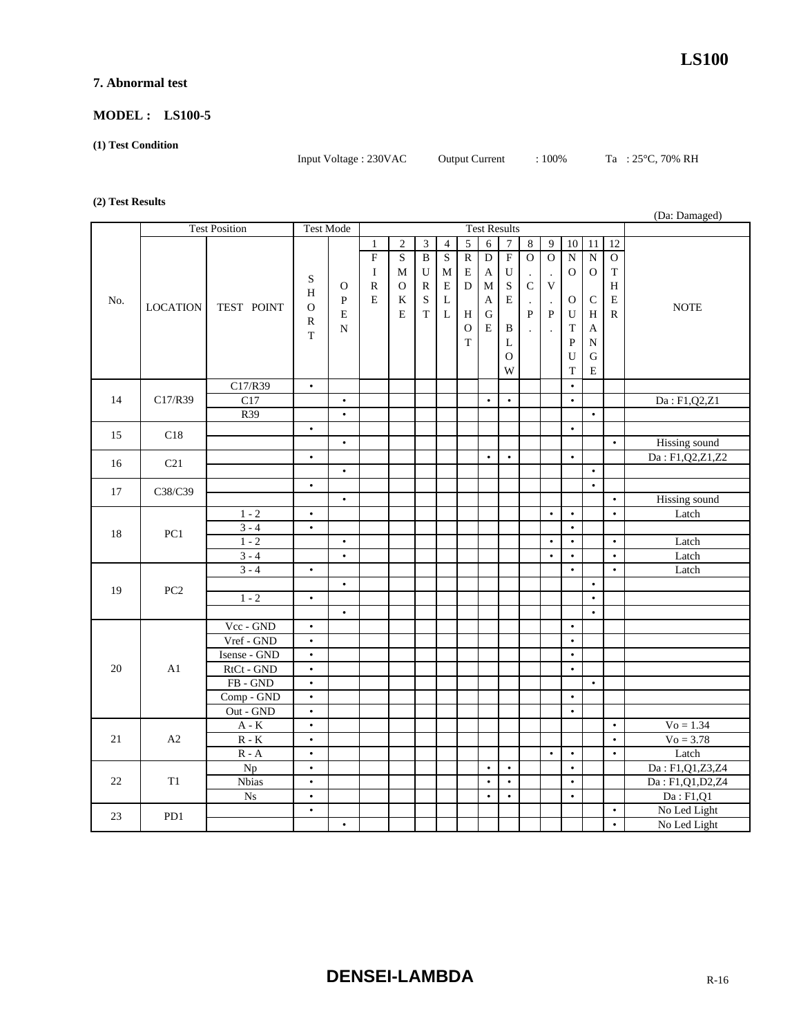## 7. Abnormal test

**MODEL : LS100-5**

**(1) Test Condition**

Input Voltage : 230VAC　　Output Current　: 100%　　Ta : 25°C, 70% RH

**(2) Test Results**

(Da: Damaged)

| No. | Test Position | | Test Mode | | Test Results | | | | | | | | | | | | NOTE |
|---|---|---|---|---|---|---|---|---|---|---|---|---|---|---|---|---|---|
| | LOCATION | TEST POINT | SHORT | OPEN | 1 FIRE | 2 SMOKE | 3 BURST | 4 SMELL | 5 RED HOT | 6 DAMAGE | 7 FUSE BLOW | 8 O.C.P. | 9 O.V.P. | 10 NO OUTPUT | 11 NO CHANGE | 12 OTHER | |
| 14 | C17/R39 | C17/R39 | • | | | | | | | | | | | • | | | |
| | | C17 | | • | | | | | | • | • | | | • | | | Da : F1,Q2,Z1 |
| | | R39 | | • | | | | | | | | | | | • | | |
| 15 | C18 | | • | | | | | | | | | | | • | | | |
| | | | | • | | | | | | | | | | | | • | Hissing sound |
| 16 | C21 | | • | | | | | | | • | • | | | • | | | Da : F1,Q2,Z1,Z2 |
| | | | | • | | | | | | | | | | | • | | |
| 17 | C38/C39 | | • | | | | | | | | | | | | • | | |
| | | | | • | | | | | | | | | | | | • | Hissing sound |
| 18 | PC1 | 1 - 2 | • | | | | | | | | | | • | • | | • | Latch |
| | | 3 - 4 | • | | | | | | | | | | | • | | | |
| | | 1 - 2 | | • | | | | | | | | | • | • | | • | Latch |
| | | 3 - 4 | | • | | | | | | | | | • | • | | • | Latch |
| 19 | PC2 | 3 - 4 | • | | | | | | | | | | | • | | • | Latch |
| | | | | • | | | | | | | | | | | • | | |
| | | 1 - 2 | • | | | | | | | | | | | | • | | |
| | | | | • | | | | | | | | | | | • | | |
| 20 | A1 | Vcc - GND | • | | | | | | | | | | | • | | | |
| | | Vref - GND | • | | | | | | | | | | | • | | | |
| | | Isense - GND | • | | | | | | | | | | | • | | | |
| | | RtCt - GND | • | | | | | | | | | | | • | | | |
| | | FB - GND | • | | | | | | | | | | | | • | | |
| | | Comp - GND | • | | | | | | | | | | | • | | | |
| | | Out - GND | • | | | | | | | | | | | • | | | |
| 21 | A2 | A - K | • | | | | | | | | | | | | | • | Vo = 1.34 |
| | | R - K | • | | | | | | | | | | | | | • | Vo = 3.78 |
| | | R - A | • | | | | | | | | | | • | • | | • | Latch |
| 22 | T1 | Np | • | | | | | | | • | • | | | • | | | Da : F1,Q1,Z3,Z4 |
| | | Nbias | • | | | | | | | • | • | | | • | | | Da : F1,Q1,D2,Z4 |
| | | Ns | • | | | | | | | • | • | | | • | | | Da : F1,Q1 |
| 23 | PD1 | | • | | | | | | | | | | | | | • | No Led Light |
| | | | | • | | | | | | | | | | | | • | No Led Light |

**DENSEI-LAMBDA**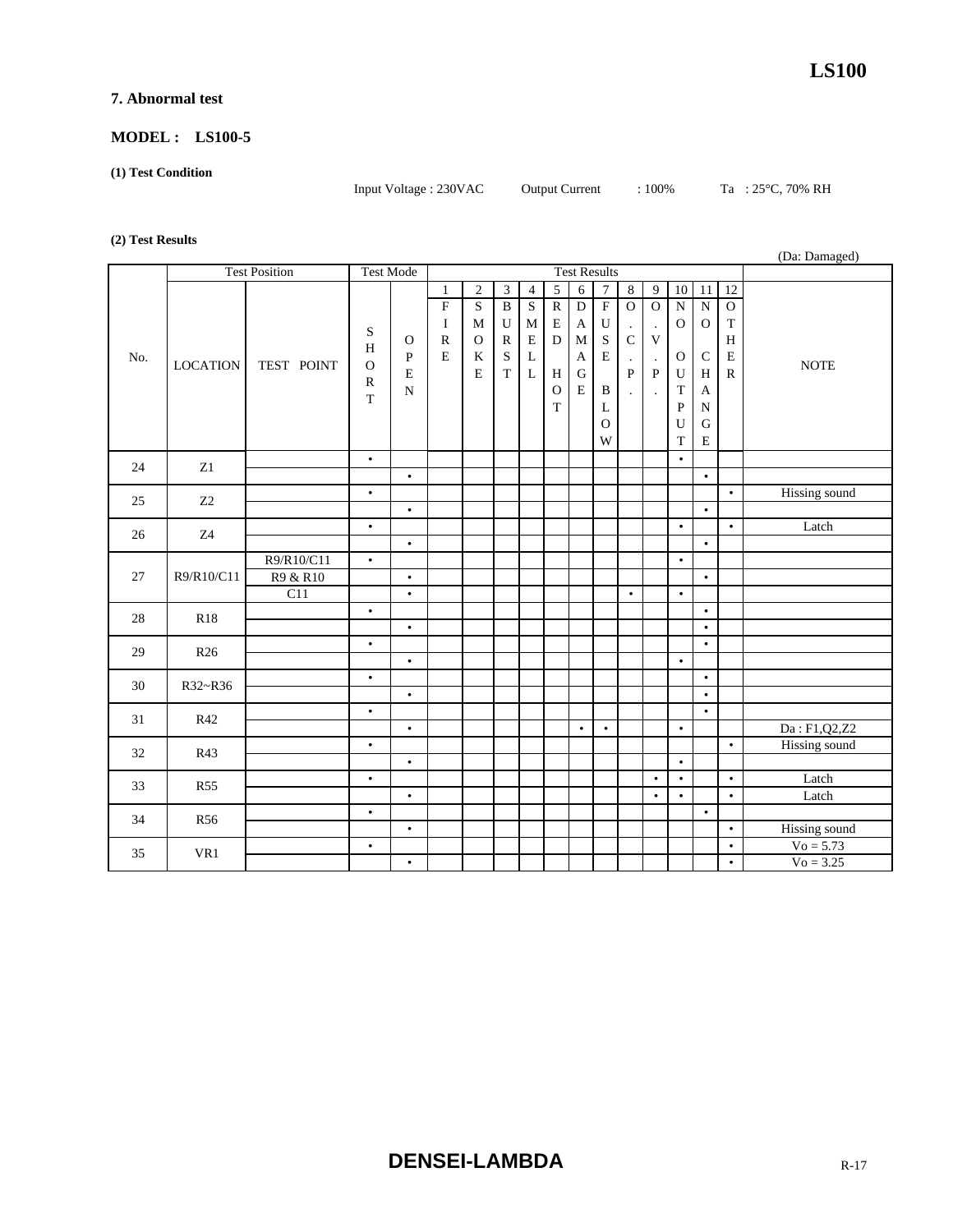# 7. Abnormal test

**MODEL : LS100-5**

**(1) Test Condition**

Input Voltage : 230VAC Output Current : 100% Ta : 25°C, 70% RH

**(2) Test Results**

(Da: Damaged)

| No. | Test Position | | Test Mode | | Test Results | | | | | | | | | | | | NOTE |
|---|---|---|---|---|---|---|---|---|---|---|---|---|---|---|---|---|---|
| | LOCATION | TEST POINT | SHORT | OPEN | 1 FIRE | 2 SMOKE | 3 BURST | 4 SMELL | 5 RED HOT | 6 DAMAGE | 7 FUSE BLOW | 8 O.C.P. | 9 O.V.P. | 10 NO OUTPUT | 11 NO CHANGE | 12 OTHER | |
| 24 | Z1 | | • | | | | | | | | | | | • | | | |
| | | | | • | | | | | | | | | | | • | | |
| 25 | Z2 | | • | | | | | | | | | | | | | • | Hissing sound |
| | | | | • | | | | | | | | | | | • | | |
| 26 | Z4 | | • | | | | | | | | | | | • | | • | Latch |
| | | | | • | | | | | | | | | | | • | | |
| 27 | R9/R10/C11 | R9/R10/C11 | • | | | | | | | | | | | • | | | |
| | | R9 & R10 | | • | | | | | | | | | | | • | | |
| | | C11 | | • | | | | | | | | • | | • | | | |
| 28 | R18 | | • | | | | | | | | | | | | • | | |
| | | | | • | | | | | | | | | | | • | | |
| 29 | R26 | | • | | | | | | | | | | | | • | | |
| | | | | • | | | | | | | | | | • | | | |
| 30 | R32~R36 | | • | | | | | | | | | | | | • | | |
| | | | | • | | | | | | | | | | | • | | |
| 31 | R42 | | • | | | | | | | | | | | | • | | |
| | | | | • | | | | | | • | • | | | • | | | Da : F1,Q2,Z2 |
| 32 | R43 | | • | | | | | | | | | | | | | • | Hissing sound |
| | | | | • | | | | | | | | | | • | | | |
| 33 | R55 | | • | | | | | | | | | | • | • | | • | Latch |
| | | | | • | | | | | | | | | • | • | | • | Latch |
| 34 | R56 | | • | | | | | | | | | | | | • | | |
| | | | | • | | | | | | | | | | | | • | Hissing sound |
| 35 | VR1 | | • | | | | | | | | | | | | | • | Vo = 5.73 |
| | | | | • | | | | | | | | | | | | • | Vo = 3.25 |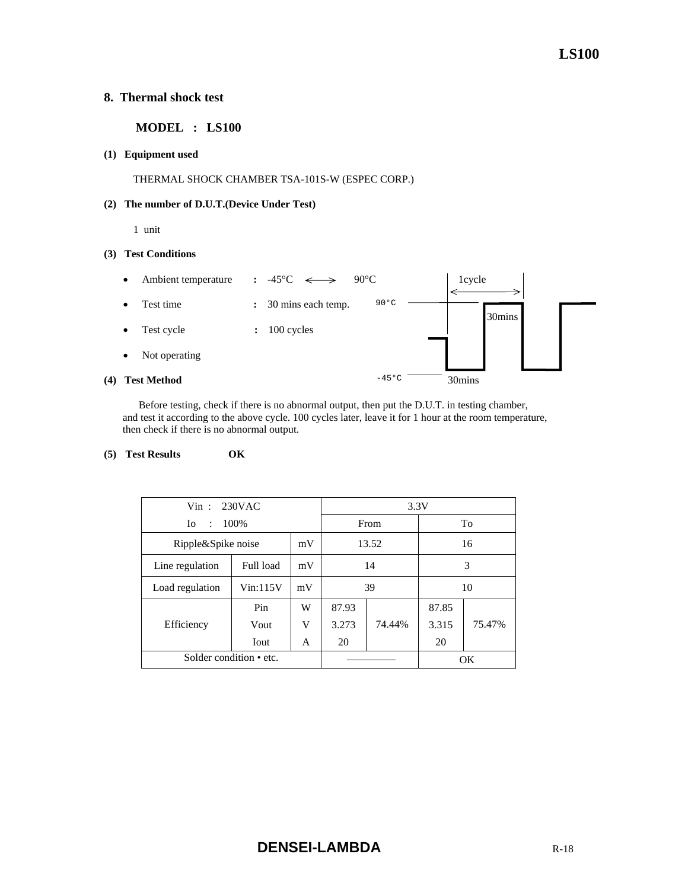## 8. Thermal shock test

**MODEL : LS100**

**(1) Equipment used**

THERMAL SHOCK CHAMBER TSA-101S-W (ESPEC CORP.)

**(2) The number of D.U.T.(Device Under Test)**

1 unit

**(3) Test Conditions**

- Ambient temperature : -45°C ⟷ 90°C
- Test time : 30 mins each temp.
- Test cycle : 100 cycles
- Not operating

90°C

-45°C

1cycle

30mins

30mins

**(4) Test Method**

Before testing, check if there is no abnormal output, then put the D.U.T. in testing chamber, and test it according to the above cycle. 100 cycles later, leave it for 1 hour at the room temperature, then check if there is no abnormal output.

**(5) Test Results** **OK**

| Vin : 230VAC | | | 3.3V | | | |
|---|---|---|---|---|---|---|
| Io : 100% | | | From | | To | |
| Ripple&Spike noise | | mV | 13.52 | | 16 | |
| Line regulation | Full load | mV | 14 | | 3 | |
| Load regulation | Vin:115V | mV | 39 | | 10 | |
| Efficiency | Pin | W | 87.93 | 74.44% | 87.85 | 75.47% |
| | Vout | V | 3.273 | | 3.315 | |
| | Iout | A | 20 | | 20 | |
| Solder condition • etc. | | | ――― | | OK | |